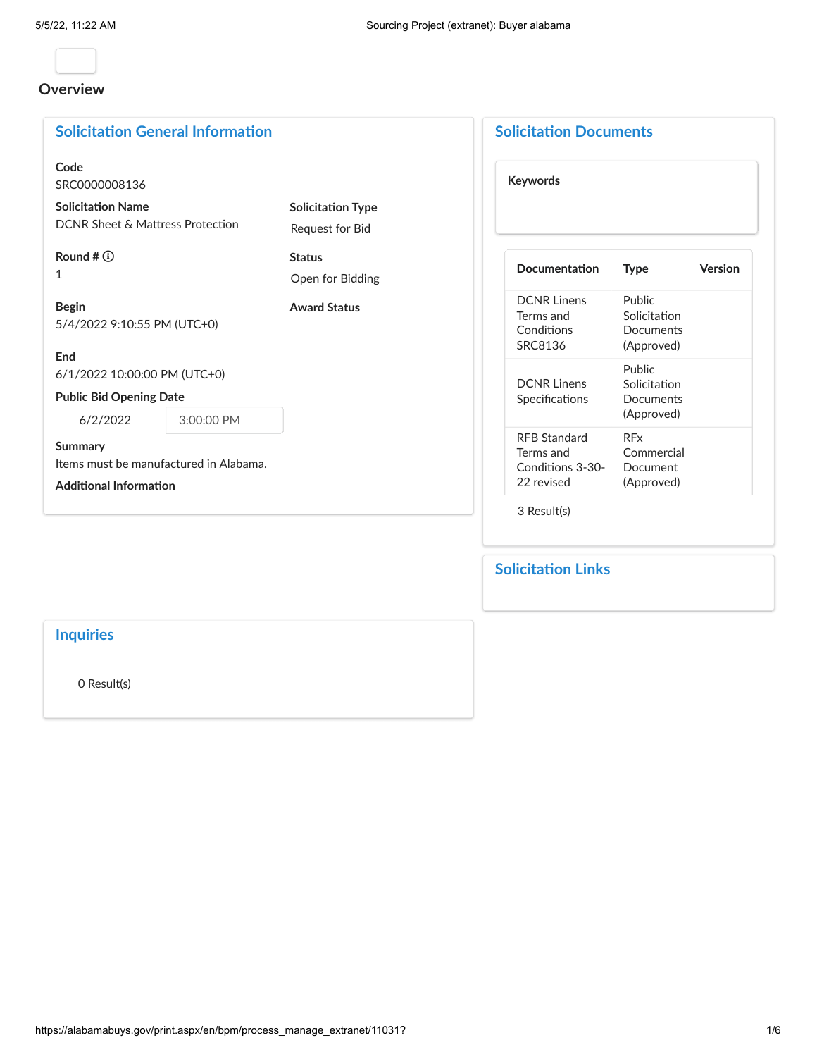## Overview

### Solicitation General Information

**Code**
SRC0000008136

**Solicitation Name**
DCNR Sheet & Mattress Protection

**Solicitation Type**
Request for Bid

**Round #**
1

**Status**
Open for Bidding

**Begin**
5/4/2022 9:10:55 PM (UTC+0)

**Award Status**

**End**
6/1/2022 10:00:00 PM (UTC+0)

**Public Bid Opening Date**
6/2/2022 3:00:00 PM

**Summary**
Items must be manufactured in Alabama.

**Additional Information**

### Solicitation Documents

**Keywords**

| Documentation | Type | Version |
|---|---|---|
| DCNR Linens Terms and Conditions SRC8136 | Public Solicitation Documents (Approved) | |
| DCNR Linens Specifications | Public Solicitation Documents (Approved) | |
| RFB Standard Terms and Conditions 3-30-22 revised | RFx Commercial Document (Approved) | |

3 Result(s)

### Solicitation Links

### Inquiries

0 Result(s)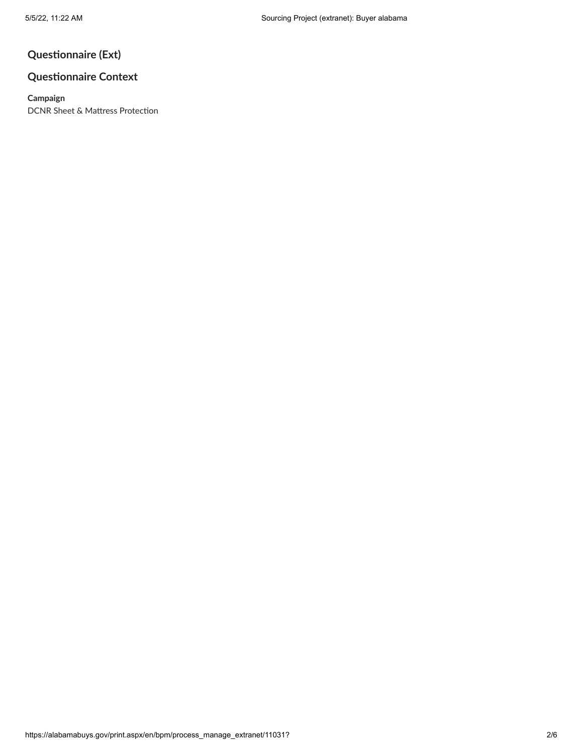## Questionnaire (Ext)

## Questionnaire Context

**Campaign**

DCNR Sheet & Mattress Protection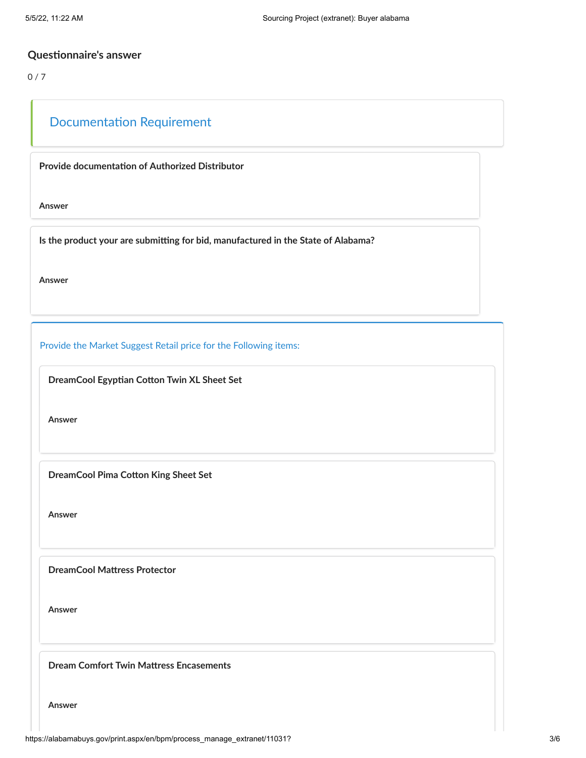## Questionnaire's answer

0 / 7

### Documentation Requirement

**Provide documentation of Authorized Distributor**

**Answer**

**Is the product your are submitting for bid, manufactured in the State of Alabama?**

**Answer**

Provide the Market Suggest Retail price for the Following items:

**DreamCool Egyptian Cotton Twin XL Sheet Set**

**Answer**

**DreamCool Pima Cotton King Sheet Set**

**Answer**

**DreamCool Mattress Protector**

**Answer**

**Dream Comfort Twin Mattress Encasements**

**Answer**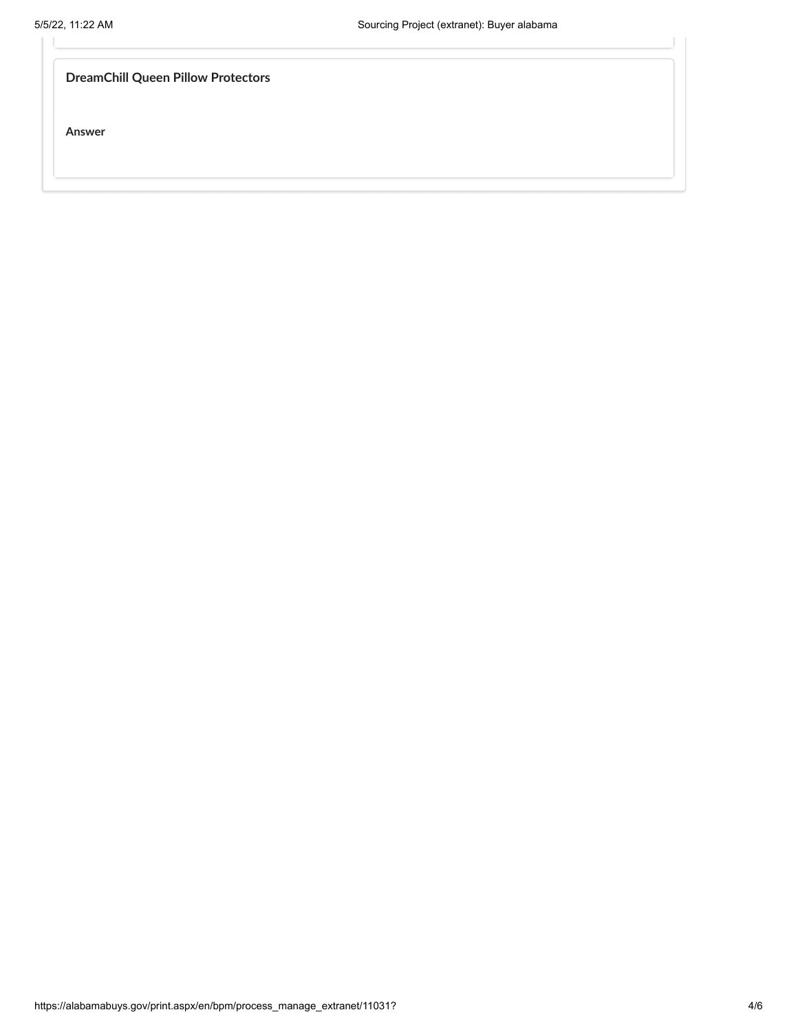**DreamChill Queen Pillow Protectors**

**Answer**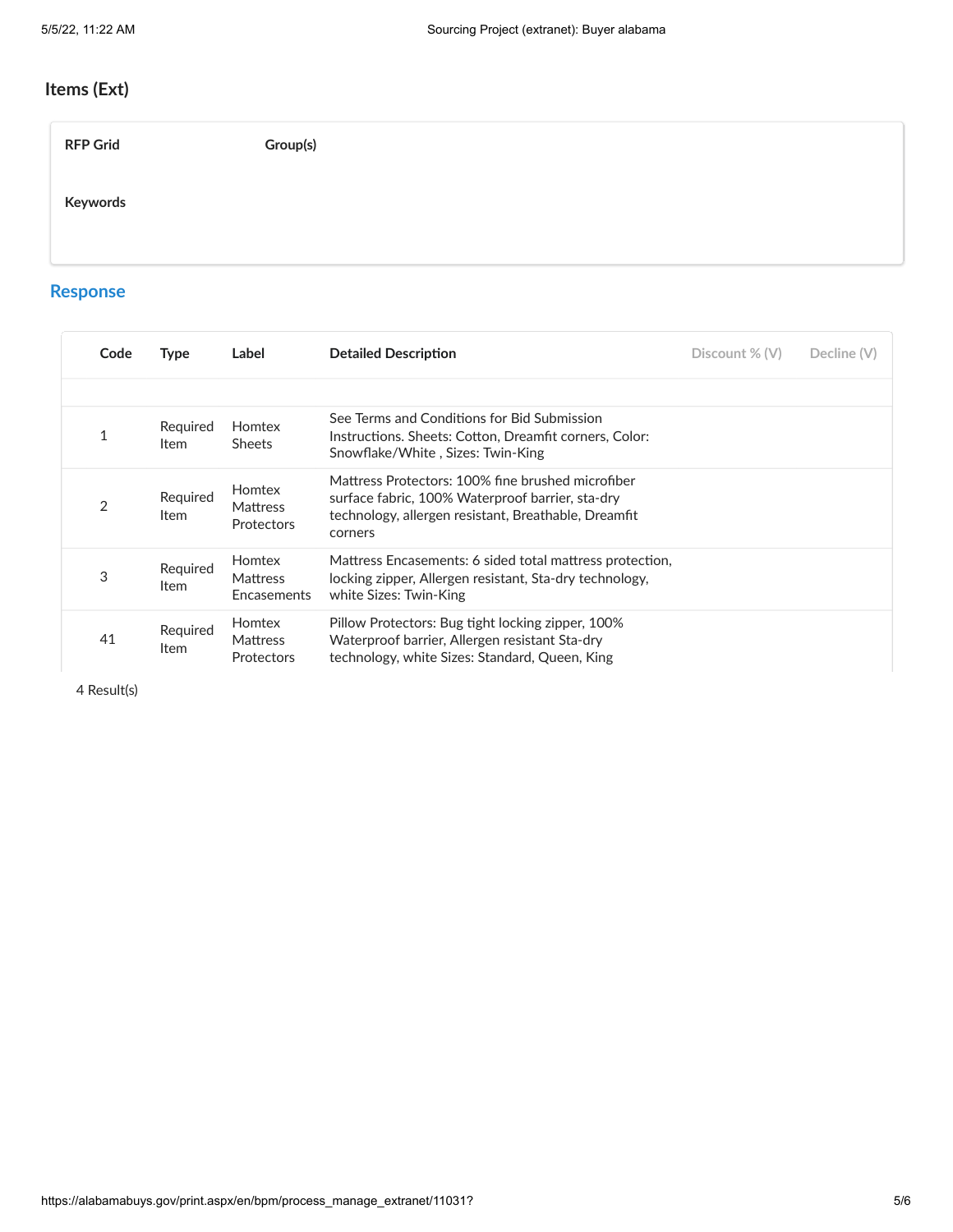## Items (Ext)

**RFP Grid** **Group(s)**

**Keywords**

## Response

| Code | Type | Label | Detailed Description | Discount % (V) | Decline (V) |
|---|---|---|---|---|---|
| | | | | | |
| 1 | Required Item | Homtex Sheets | See Terms and Conditions for Bid Submission Instructions. Sheets: Cotton, Dreamfit corners, Color: Snowflake/White , Sizes: Twin-King | | |
| 2 | Required Item | Homtex Mattress Protectors | Mattress Protectors: 100% fine brushed microfiber surface fabric, 100% Waterproof barrier, sta-dry technology, allergen resistant, Breathable, Dreamfit corners | | |
| 3 | Required Item | Homtex Mattress Encasements | Mattress Encasements: 6 sided total mattress protection, locking zipper, Allergen resistant, Sta-dry technology, white Sizes: Twin-King | | |
| 41 | Required Item | Homtex Mattress Protectors | Pillow Protectors: Bug tight locking zipper, 100% Waterproof barrier, Allergen resistant Sta-dry technology, white Sizes: Standard, Queen, King | | |

4 Result(s)